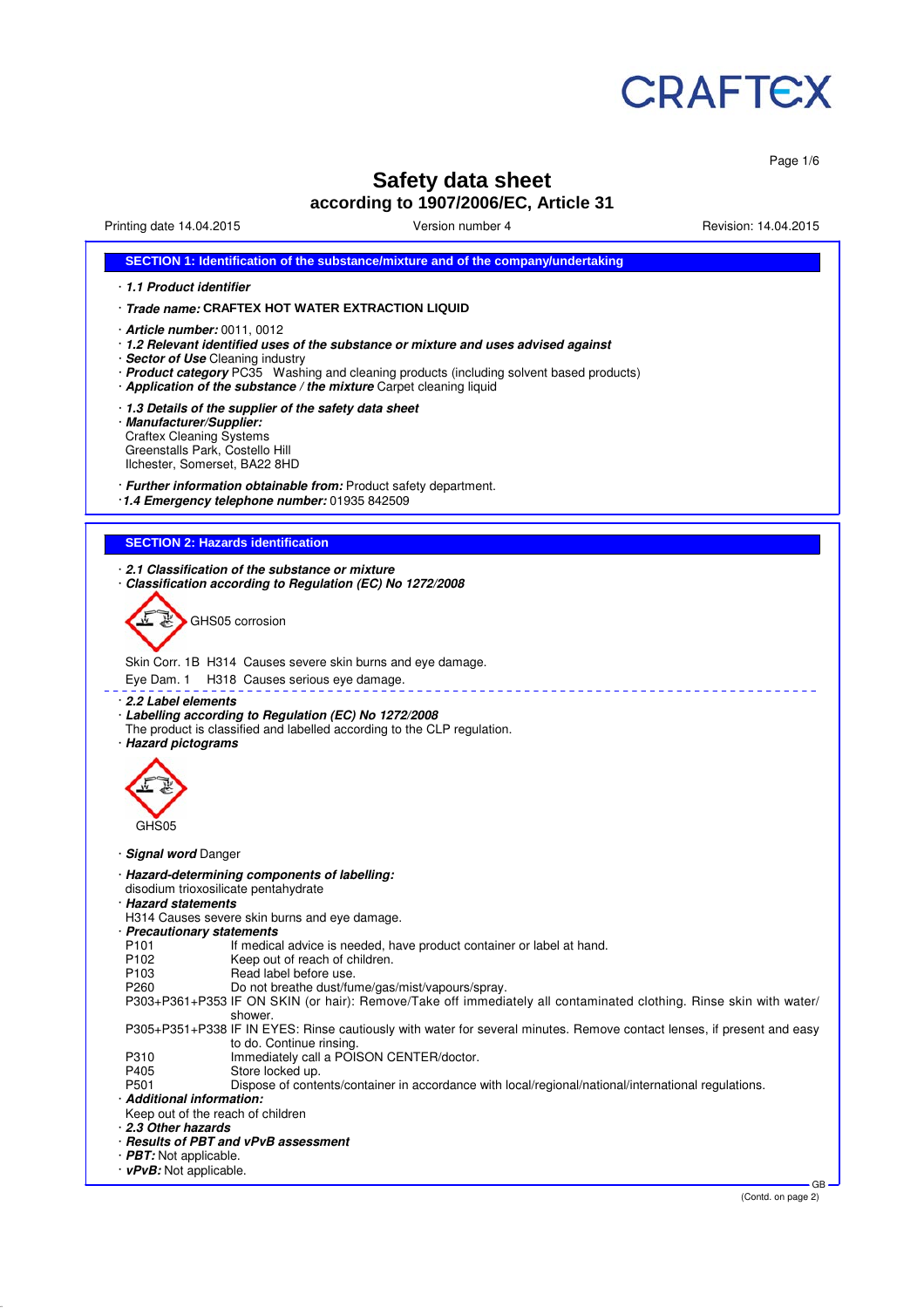CRAFTEX

# Safety data sheet
## according to 1907/2006/EC, Article 31

Printing date 14.04.2015 Version number 4 Revision: 14.04.2015

## SECTION 1: Identification of the substance/mixture and of the company/undertaking

· ***1.1 Product identifier***

· ***Trade name:*** **CRAFTEX HOT WATER EXTRACTION LIQUID**

· ***Article number:*** 0011, 0012
· ***1.2 Relevant identified uses of the substance or mixture and uses advised against***
· ***Sector of Use*** Cleaning industry
· ***Product category*** PC35 Washing and cleaning products (including solvent based products)
· ***Application of the substance / the mixture*** Carpet cleaning liquid

· ***1.3 Details of the supplier of the safety data sheet***
· ***Manufacturer/Supplier:***
Craftex Cleaning Systems
Greenstalls Park, Costello Hill
Ilchester, Somerset, BA22 8HD

· ***Further information obtainable from:*** Product safety department.
· ***1.4 Emergency telephone number:*** 01935 842509

## SECTION 2: Hazards identification

· ***2.1 Classification of the substance or mixture***
· ***Classification according to Regulation (EC) No 1272/2008***

GHS05 corrosion

Skin Corr. 1B H314 Causes severe skin burns and eye damage.
Eye Dam. 1 H318 Causes serious eye damage.

· ***2.2 Label elements***
· ***Labelling according to Regulation (EC) No 1272/2008***
The product is classified and labelled according to the CLP regulation.
· ***Hazard pictograms***

GHS05

· ***Signal word*** Danger

· ***Hazard-determining components of labelling:***
disodium trioxosilicate pentahydrate
· ***Hazard statements***
H314 Causes severe skin burns and eye damage.
· ***Precautionary statements***
P101 If medical advice is needed, have product container or label at hand.
P102 Keep out of reach of children.
P103 Read label before use.
P260 Do not breathe dust/fume/gas/mist/vapours/spray.
P303+P361+P353 IF ON SKIN (or hair): Remove/Take off immediately all contaminated clothing. Rinse skin with water/shower.
P305+P351+P338 IF IN EYES: Rinse cautiously with water for several minutes. Remove contact lenses, if present and easy to do. Continue rinsing.
P310 Immediately call a POISON CENTER/doctor.
P405 Store locked up.
P501 Dispose of contents/container in accordance with local/regional/national/international regulations.
· ***Additional information:***
Keep out of the reach of children
· ***2.3 Other hazards***
· ***Results of PBT and vPvB assessment***
· ***PBT:*** Not applicable.
· ***vPvB:*** Not applicable.

(Contd. on page 2)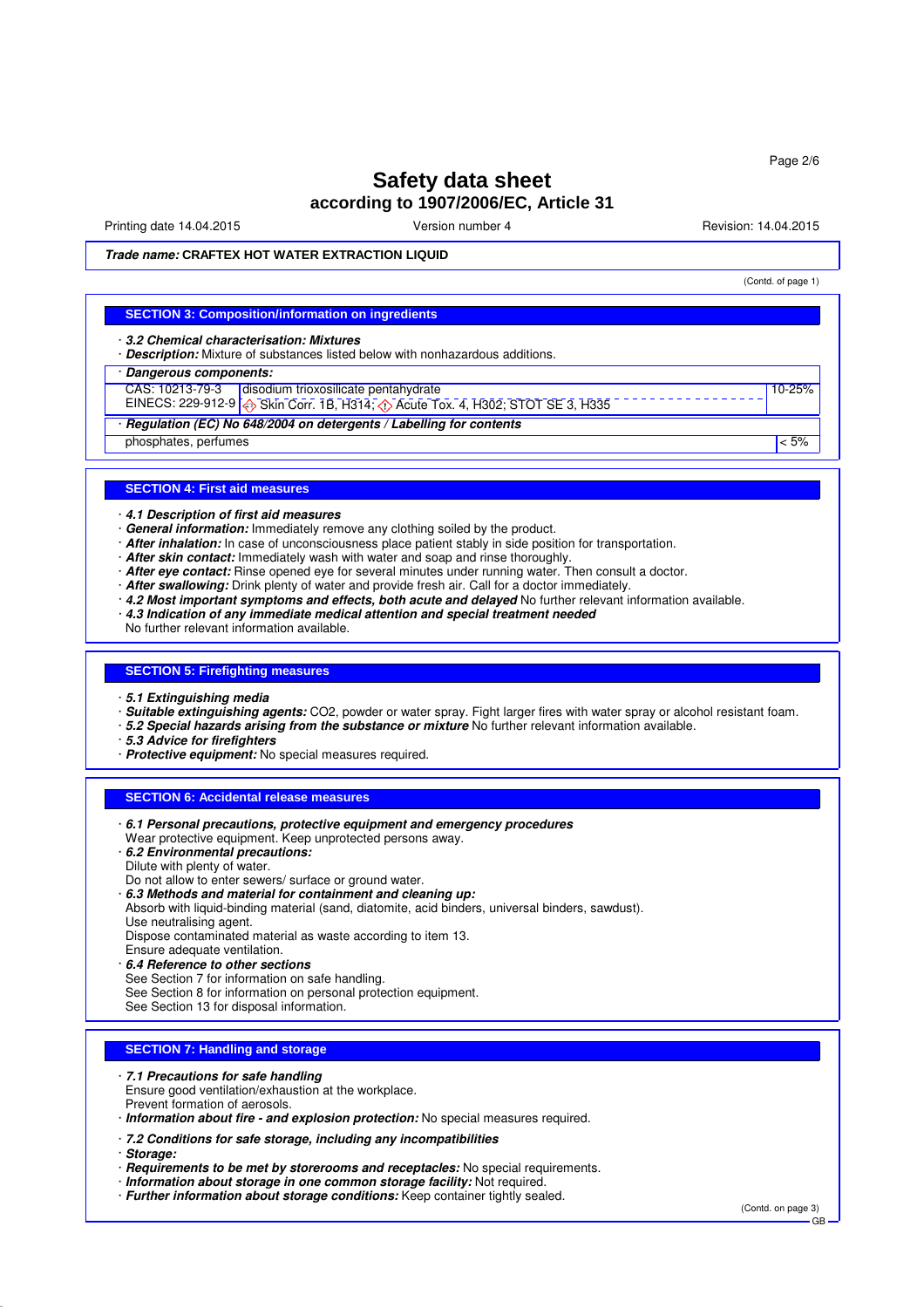# Safety data sheet
## according to 1907/2006/EC, Article 31

Printing date 14.04.2015 | Version number 4 | Revision: 14.04.2015

***Trade name:*** **CRAFTEX HOT WATER EXTRACTION LIQUID**

(Contd. of page 1)

## SECTION 3: Composition/information on ingredients

· ***3.2 Chemical characterisation: Mixtures***
· ***Description:*** Mixture of substances listed below with nonhazardous additions.

· ***Dangerous components:***

| | | |
|---|---|---|
| CAS: 10213-79-3<br>EINECS: 229-912-9 | disodium trioxosilicate pentahydrate<br>Skin Corr. 1B, H314; Acute Tox. 4, H302; STOT SE 3, H335 | 10-25% |

· ***Regulation (EC) No 648/2004 on detergents / Labelling for contents***

| | |
|---|---|
| phosphates, perfumes | < 5% |

## SECTION 4: First aid measures

· ***4.1 Description of first aid measures***
· ***General information:*** Immediately remove any clothing soiled by the product.
· ***After inhalation:*** In case of unconsciousness place patient stably in side position for transportation.
· ***After skin contact:*** Immediately wash with water and soap and rinse thoroughly.
· ***After eye contact:*** Rinse opened eye for several minutes under running water. Then consult a doctor.
· ***After swallowing:*** Drink plenty of water and provide fresh air. Call for a doctor immediately.
· ***4.2 Most important symptoms and effects, both acute and delayed*** No further relevant information available.
· ***4.3 Indication of any immediate medical attention and special treatment needed***
No further relevant information available.

## SECTION 5: Firefighting measures

· ***5.1 Extinguishing media***
· ***Suitable extinguishing agents:*** CO2, powder or water spray. Fight larger fires with water spray or alcohol resistant foam.
· ***5.2 Special hazards arising from the substance or mixture*** No further relevant information available.
· ***5.3 Advice for firefighters***
· ***Protective equipment:*** No special measures required.

## SECTION 6: Accidental release measures

· ***6.1 Personal precautions, protective equipment and emergency procedures***
Wear protective equipment. Keep unprotected persons away.
· ***6.2 Environmental precautions:***
Dilute with plenty of water.
Do not allow to enter sewers/ surface or ground water.
· ***6.3 Methods and material for containment and cleaning up:***
Absorb with liquid-binding material (sand, diatomite, acid binders, universal binders, sawdust).
Use neutralising agent.
Dispose contaminated material as waste according to item 13.
Ensure adequate ventilation.
· ***6.4 Reference to other sections***
See Section 7 for information on safe handling.
See Section 8 for information on personal protection equipment.
See Section 13 for disposal information.

## SECTION 7: Handling and storage

· ***7.1 Precautions for safe handling***
Ensure good ventilation/exhaustion at the workplace.
Prevent formation of aerosols.
· ***Information about fire - and explosion protection:*** No special measures required.

· ***7.2 Conditions for safe storage, including any incompatibilities***
· ***Storage:***
· ***Requirements to be met by storerooms and receptacles:*** No special requirements.
· ***Information about storage in one common storage facility:*** Not required.
· ***Further information about storage conditions:*** Keep container tightly sealed.

(Contd. on page 3)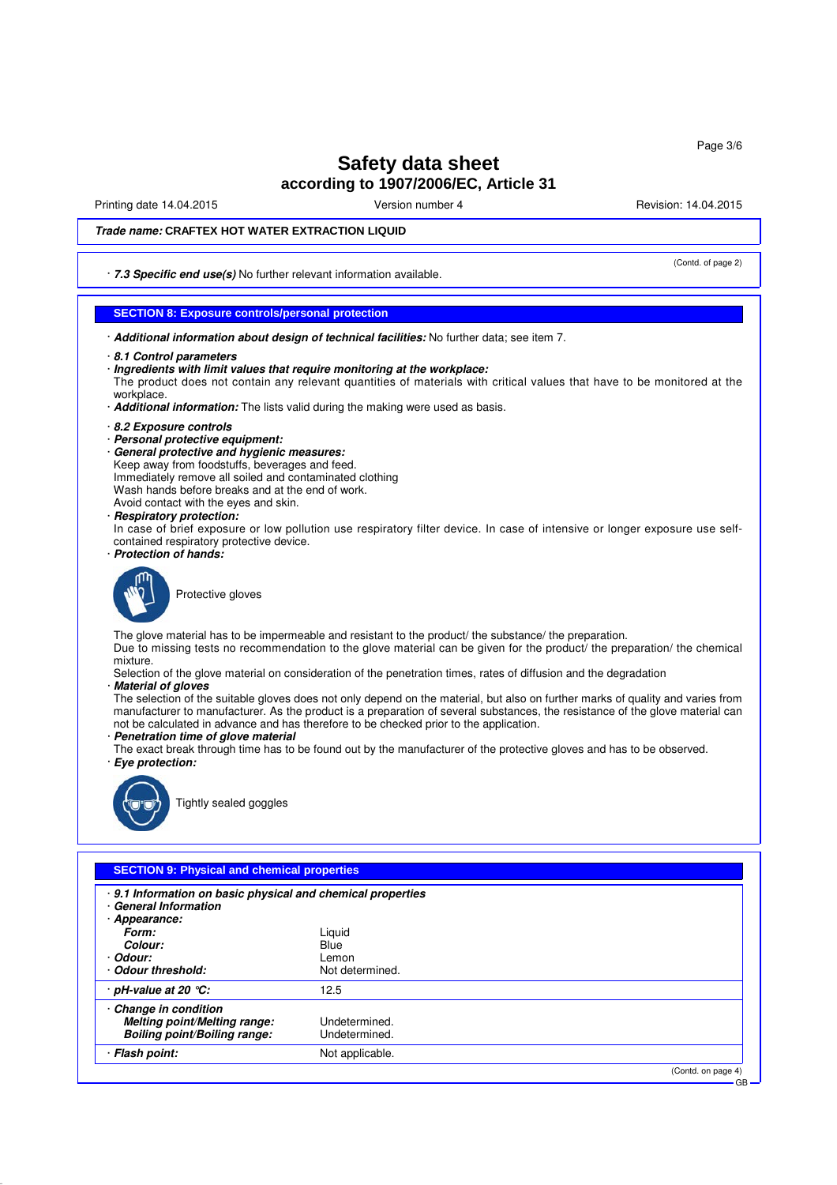# Safety data sheet
## according to 1907/2006/EC, Article 31

Printing date 14.04.2015 Version number 4 Revision: 14.04.2015

***Trade name:*** **CRAFTEX HOT WATER EXTRACTION LIQUID**

(Contd. of page 2)

· ***7.3 Specific end use(s)*** No further relevant information available.

## SECTION 8: Exposure controls/personal protection

· ***Additional information about design of technical facilities:*** No further data; see item 7.

· ***8.1 Control parameters***
· ***Ingredients with limit values that require monitoring at the workplace:***
The product does not contain any relevant quantities of materials with critical values that have to be monitored at the workplace.
· ***Additional information:*** The lists valid during the making were used as basis.

· ***8.2 Exposure controls***
· ***Personal protective equipment:***
· ***General protective and hygienic measures:***
Keep away from foodstuffs, beverages and feed.
Immediately remove all soiled and contaminated clothing
Wash hands before breaks and at the end of work.
Avoid contact with the eyes and skin.
· ***Respiratory protection:***
In case of brief exposure or low pollution use respiratory filter device. In case of intensive or longer exposure use self-contained respiratory protective device.
· ***Protection of hands:***

Protective gloves

The glove material has to be impermeable and resistant to the product/ the substance/ the preparation.
Due to missing tests no recommendation to the glove material can be given for the product/ the preparation/ the chemical mixture.
Selection of the glove material on consideration of the penetration times, rates of diffusion and the degradation
· ***Material of gloves***
The selection of the suitable gloves does not only depend on the material, but also on further marks of quality and varies from manufacturer to manufacturer. As the product is a preparation of several substances, the resistance of the glove material can not be calculated in advance and has therefore to be checked prior to the application.
· ***Penetration time of glove material***
The exact break through time has to be found out by the manufacturer of the protective gloves and has to be observed.
· ***Eye protection:***

Tightly sealed goggles

## SECTION 9: Physical and chemical properties

| | |
|---|---|
| · ***9.1 Information on basic physical and chemical properties*** | |
| · ***General Information*** | |
| · ***Appearance:*** | |
| ***Form:*** | Liquid |
| ***Colour:*** | Blue |
| · ***Odour:*** | Lemon |
| · ***Odour threshold:*** | Not determined. |
| · ***pH-value at 20 °C:*** | 12.5 |
| · ***Change in condition*** | |
| ***Melting point/Melting range:*** | Undetermined. |
| ***Boiling point/Boiling range:*** | Undetermined. |
| · ***Flash point:*** | Not applicable. |

(Contd. on page 4)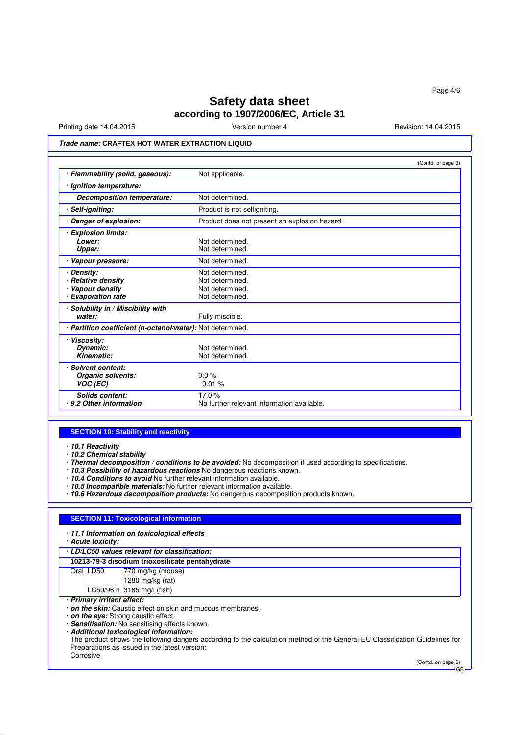**Trade name: CRAFTEX HOT WATER EXTRACTION LIQUID**

(Contd. of page 3)

| | |
|---|---|
| · **Flammability (solid, gaseous):** | Not applicable. |
| · **Ignition temperature:** | |
| **Decomposition temperature:** | Not determined. |
| · **Self-igniting:** | Product is not selfigniting. |
| · **Danger of explosion:** | Product does not present an explosion hazard. |
| · **Explosion limits:** | |
| **Lower:** | Not determined. |
| **Upper:** | Not determined. |
| · **Vapour pressure:** | Not determined. |
| · **Density:** | Not determined. |
| · **Relative density** | Not determined. |
| · **Vapour density** | Not determined. |
| · **Evaporation rate** | Not determined. |
| · **Solubility in / Miscibility with water:** | Fully miscible. |
| · **Partition coefficient (n-octanol/water):** | Not determined. |
| · **Viscosity:** | |
| **Dynamic:** | Not determined. |
| **Kinematic:** | Not determined. |
| · **Solvent content:** | |
| **Organic solvents:** | 0.0 % |
| **VOC (EC)** | 0.01 % |
| **Solids content:** | 17.0 % |
| · **9.2 Other information** | No further relevant information available. |

## SECTION 10: Stability and reactivity

· ***10.1 Reactivity***
· ***10.2 Chemical stability***
· ***Thermal decomposition / conditions to be avoided:*** No decomposition if used according to specifications.
· ***10.3 Possibility of hazardous reactions*** No dangerous reactions known.
· ***10.4 Conditions to avoid*** No further relevant information available.
· ***10.5 Incompatible materials:*** No further relevant information available.
· ***10.6 Hazardous decomposition products:*** No dangerous decomposition products known.

## SECTION 11: Toxicological information

· ***11.1 Information on toxicological effects***
· ***Acute toxicity:***

| · ***LD/LC50 values relevant for classification:*** | | |
|---|---|---|
| **10213-79-3 disodium trioxosilicate pentahydrate** | | |
| Oral | LD50 | 770 mg/kg (mouse) |
| | | 1280 mg/kg (rat) |
| | LC50/96 h | 3185 mg/l (fish) |

· ***Primary irritant effect:***
· ***on the skin:*** Caustic effect on skin and mucous membranes.
· ***on the eye:*** Strong caustic effect.
· ***Sensitisation:*** No sensitising effects known.
· ***Additional toxicological information:***
The product shows the following dangers according to the calculation method of the General EU Classification Guidelines for Preparations as issued in the latest version:
Corrosive

(Contd. on page 5)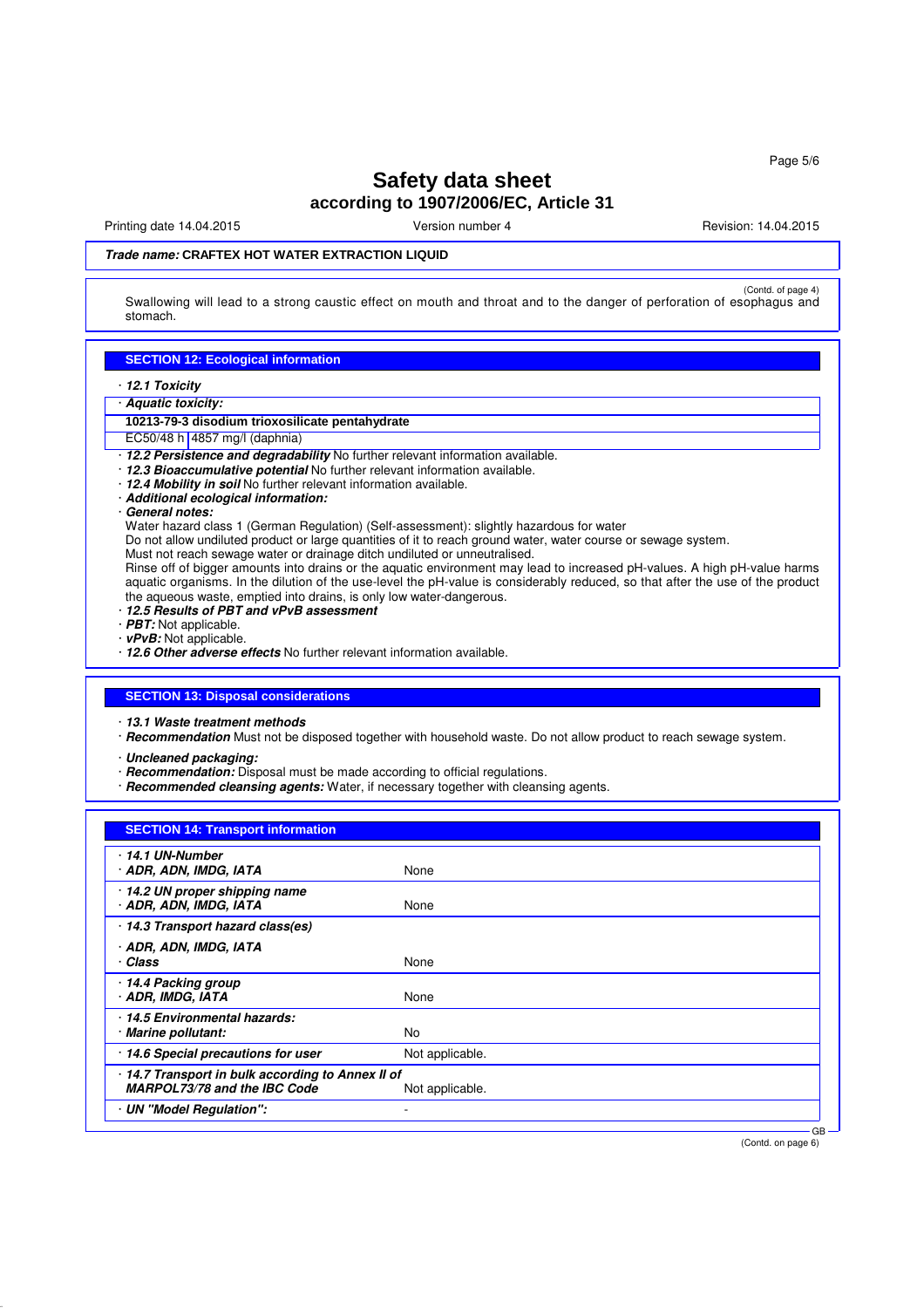# Safety data sheet
## according to 1907/2006/EC, Article 31

Printing date 14.04.2015 | Version number 4 | Revision: 14.04.2015

***Trade name:*** **CRAFTEX HOT WATER EXTRACTION LIQUID**

(Contd. of page 4)

Swallowing will lead to a strong caustic effect on mouth and throat and to the danger of perforation of esophagus and stomach.

## SECTION 12: Ecological information

· ***12.1 Toxicity***

· ***Aquatic toxicity:***

| **10213-79-3 disodium trioxosilicate pentahydrate** | |
|---|---|
| EC50/48 h | 4857 mg/l (daphnia) |

· ***12.2 Persistence and degradability*** No further relevant information available.
· ***12.3 Bioaccumulative potential*** No further relevant information available.
· ***12.4 Mobility in soil*** No further relevant information available.
· ***Additional ecological information:***
· ***General notes:***
Water hazard class 1 (German Regulation) (Self-assessment): slightly hazardous for water
Do not allow undiluted product or large quantities of it to reach ground water, water course or sewage system.
Must not reach sewage water or drainage ditch undiluted or unneutralised.
Rinse off of bigger amounts into drains or the aquatic environment may lead to increased pH-values. A high pH-value harms aquatic organisms. In the dilution of the use-level the pH-value is considerably reduced, so that after the use of the product the aqueous waste, emptied into drains, is only low water-dangerous.
· ***12.5 Results of PBT and vPvB assessment***
· ***PBT:*** Not applicable.
· ***vPvB:*** Not applicable.
· ***12.6 Other adverse effects*** No further relevant information available.

## SECTION 13: Disposal considerations

· ***13.1 Waste treatment methods***
· ***Recommendation*** Must not be disposed together with household waste. Do not allow product to reach sewage system.

· ***Uncleaned packaging:***
· ***Recommendation:*** Disposal must be made according to official regulations.
· ***Recommended cleansing agents:*** Water, if necessary together with cleansing agents.

## SECTION 14: Transport information

| | |
|---|---|
| · ***14.1 UN-Number***<br>· ***ADR, ADN, IMDG, IATA*** | None |
| · ***14.2 UN proper shipping name***<br>· ***ADR, ADN, IMDG, IATA*** | None |
| · ***14.3 Transport hazard class(es)***<br>· ***ADR, ADN, IMDG, IATA***<br>· ***Class*** | None |
| · ***14.4 Packing group***<br>· ***ADR, IMDG, IATA*** | None |
| · ***14.5 Environmental hazards:***<br>· ***Marine pollutant:*** | No |
| · ***14.6 Special precautions for user*** | Not applicable. |
| · ***14.7 Transport in bulk according to Annex II of MARPOL73/78 and the IBC Code*** | Not applicable. |
| · ***UN "Model Regulation":*** | - |

GB

(Contd. on page 6)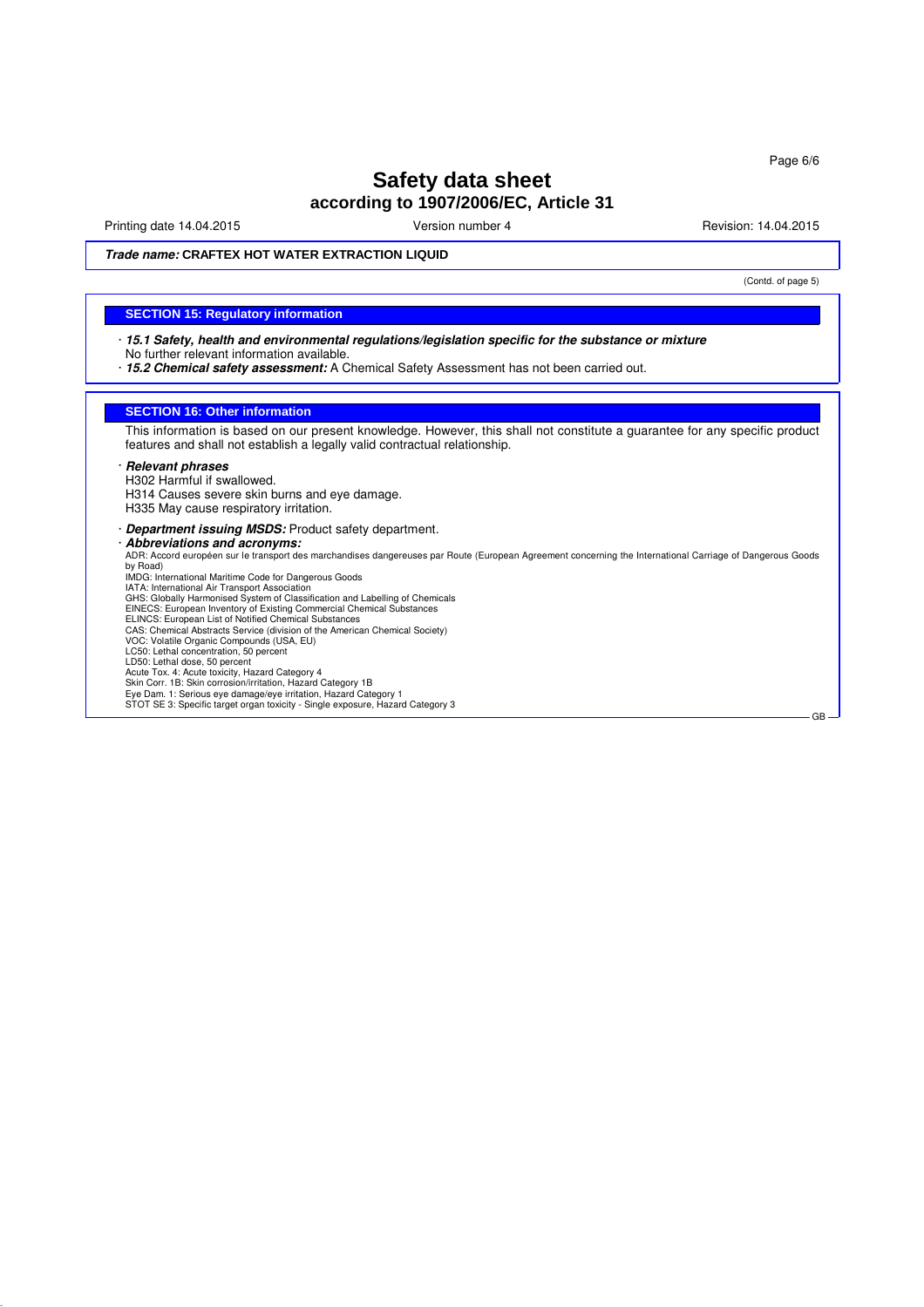# Safety data sheet
## according to 1907/2006/EC, Article 31

Printing date 14.04.2015 Version number 4 Revision: 14.04.2015

***Trade name:*** **CRAFTEX HOT WATER EXTRACTION LIQUID**

(Contd. of page 5)

### SECTION 15: Regulatory information

· ***15.1 Safety, health and environmental regulations/legislation specific for the substance or mixture***
No further relevant information available.
· ***15.2 Chemical safety assessment:*** A Chemical Safety Assessment has not been carried out.

### SECTION 16: Other information

This information is based on our present knowledge. However, this shall not constitute a guarantee for any specific product features and shall not establish a legally valid contractual relationship.

· ***Relevant phrases***
H302 Harmful if swallowed.
H314 Causes severe skin burns and eye damage.
H335 May cause respiratory irritation.

· ***Department issuing MSDS:*** Product safety department.
· ***Abbreviations and acronyms:***
ADR: Accord européen sur le transport des marchandises dangereuses par Route (European Agreement concerning the International Carriage of Dangerous Goods by Road)
IMDG: International Maritime Code for Dangerous Goods
IATA: International Air Transport Association
GHS: Globally Harmonised System of Classification and Labelling of Chemicals
EINECS: European Inventory of Existing Commercial Chemical Substances
ELINCS: European List of Notified Chemical Substances
CAS: Chemical Abstracts Service (division of the American Chemical Society)
VOC: Volatile Organic Compounds (USA, EU)
LC50: Lethal concentration, 50 percent
LD50: Lethal dose, 50 percent
Acute Tox. 4: Acute toxicity, Hazard Category 4
Skin Corr. 1B: Skin corrosion/irritation, Hazard Category 1B
Eye Dam. 1: Serious eye damage/eye irritation, Hazard Category 1
STOT SE 3: Specific target organ toxicity - Single exposure, Hazard Category 3

GB